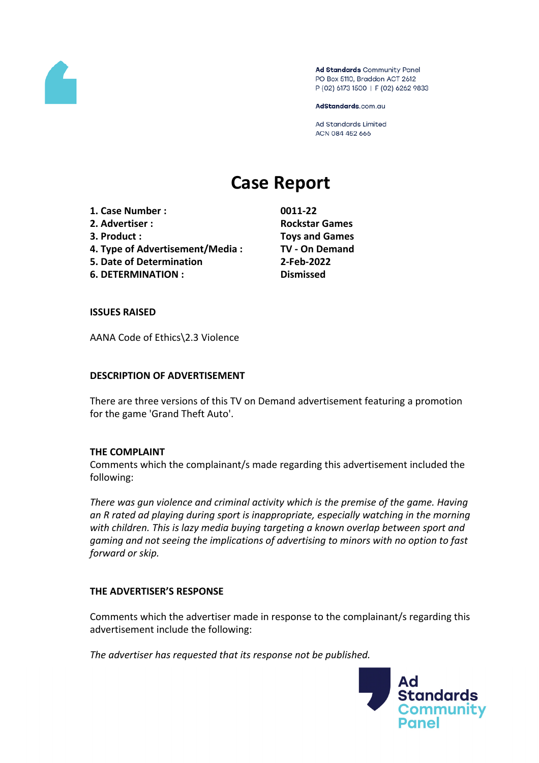Ad Standards Community Panel
PO Box 5110, Braddon ACT 2612
P (02) 6173 1500 | F (02) 6262 9833

AdStandards.com.au

Ad Standards Limited
ACN 084 452 666

# Case Report

| | |
|---|---|
| **1. Case Number :** | **0011-22** |
| **2. Advertiser :** | **Rockstar Games** |
| **3. Product :** | **Toys and Games** |
| **4. Type of Advertisement/Media :** | **TV - On Demand** |
| **5. Date of Determination** | **2-Feb-2022** |
| **6. DETERMINATION :** | **Dismissed** |

**ISSUES RAISED**

AANA Code of Ethics\2.3 Violence

**DESCRIPTION OF ADVERTISEMENT**

There are three versions of this TV on Demand advertisement featuring a promotion for the game 'Grand Theft Auto'.

**THE COMPLAINT**

Comments which the complainant/s made regarding this advertisement included the following:

*There was gun violence and criminal activity which is the premise of the game. Having an R rated ad playing during sport is inappropriate, especially watching in the morning with children. This is lazy media buying targeting a known overlap between sport and gaming and not seeing the implications of advertising to minors with no option to fast forward or skip.*

**THE ADVERTISER'S RESPONSE**

Comments which the advertiser made in response to the complainant/s regarding this advertisement include the following:

*The advertiser has requested that its response not be published.*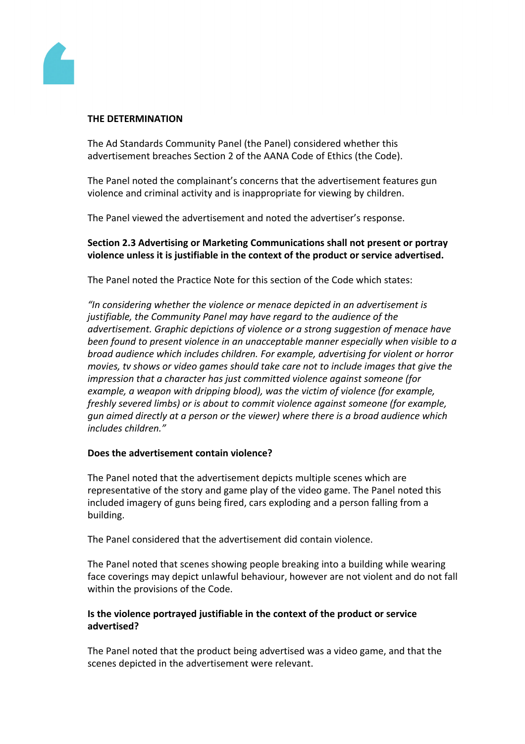**THE DETERMINATION**

The Ad Standards Community Panel (the Panel) considered whether this advertisement breaches Section 2 of the AANA Code of Ethics (the Code).

The Panel noted the complainant's concerns that the advertisement features gun violence and criminal activity and is inappropriate for viewing by children.

The Panel viewed the advertisement and noted the advertiser's response.

**Section 2.3 Advertising or Marketing Communications shall not present or portray violence unless it is justifiable in the context of the product or service advertised.**

The Panel noted the Practice Note for this section of the Code which states:

*"In considering whether the violence or menace depicted in an advertisement is justifiable, the Community Panel may have regard to the audience of the advertisement. Graphic depictions of violence or a strong suggestion of menace have been found to present violence in an unacceptable manner especially when visible to a broad audience which includes children. For example, advertising for violent or horror movies, tv shows or video games should take care not to include images that give the impression that a character has just committed violence against someone (for example, a weapon with dripping blood), was the victim of violence (for example, freshly severed limbs) or is about to commit violence against someone (for example, gun aimed directly at a person or the viewer) where there is a broad audience which includes children."*

**Does the advertisement contain violence?**

The Panel noted that the advertisement depicts multiple scenes which are representative of the story and game play of the video game. The Panel noted this included imagery of guns being fired, cars exploding and a person falling from a building.

The Panel considered that the advertisement did contain violence.

The Panel noted that scenes showing people breaking into a building while wearing face coverings may depict unlawful behaviour, however are not violent and do not fall within the provisions of the Code.

**Is the violence portrayed justifiable in the context of the product or service advertised?**

The Panel noted that the product being advertised was a video game, and that the scenes depicted in the advertisement were relevant.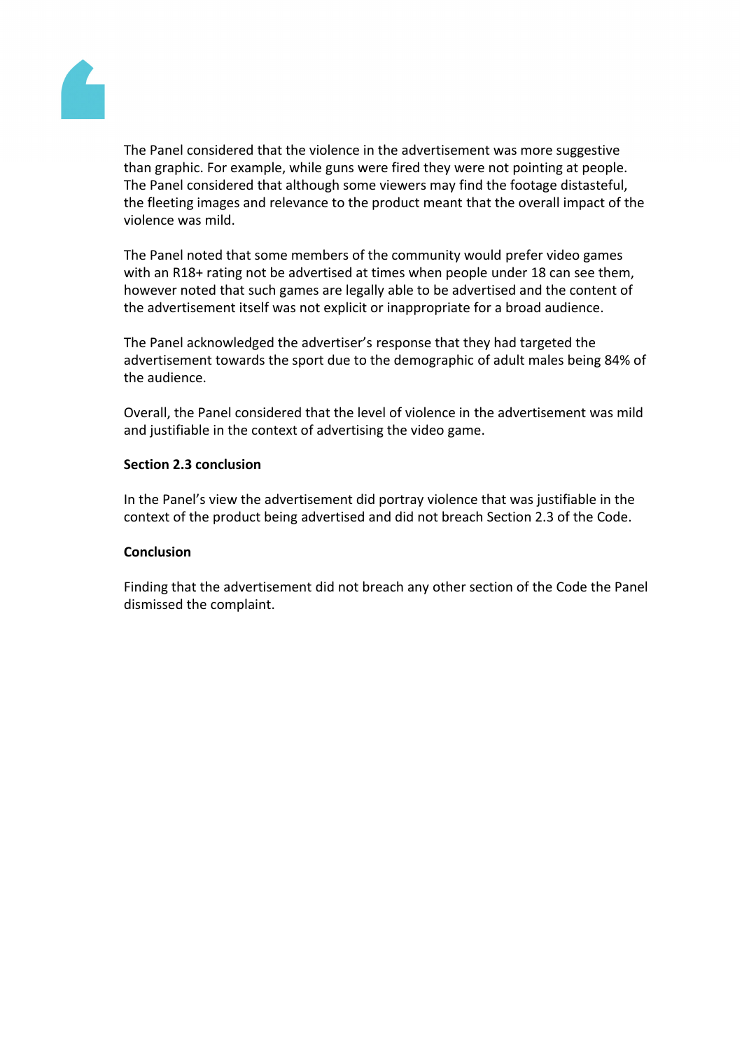The Panel considered that the violence in the advertisement was more suggestive than graphic. For example, while guns were fired they were not pointing at people. The Panel considered that although some viewers may find the footage distasteful, the fleeting images and relevance to the product meant that the overall impact of the violence was mild.

The Panel noted that some members of the community would prefer video games with an R18+ rating not be advertised at times when people under 18 can see them, however noted that such games are legally able to be advertised and the content of the advertisement itself was not explicit or inappropriate for a broad audience.

The Panel acknowledged the advertiser's response that they had targeted the advertisement towards the sport due to the demographic of adult males being 84% of the audience.

Overall, the Panel considered that the level of violence in the advertisement was mild and justifiable in the context of advertising the video game.

**Section 2.3 conclusion**

In the Panel's view the advertisement did portray violence that was justifiable in the context of the product being advertised and did not breach Section 2.3 of the Code.

**Conclusion**

Finding that the advertisement did not breach any other section of the Code the Panel dismissed the complaint.